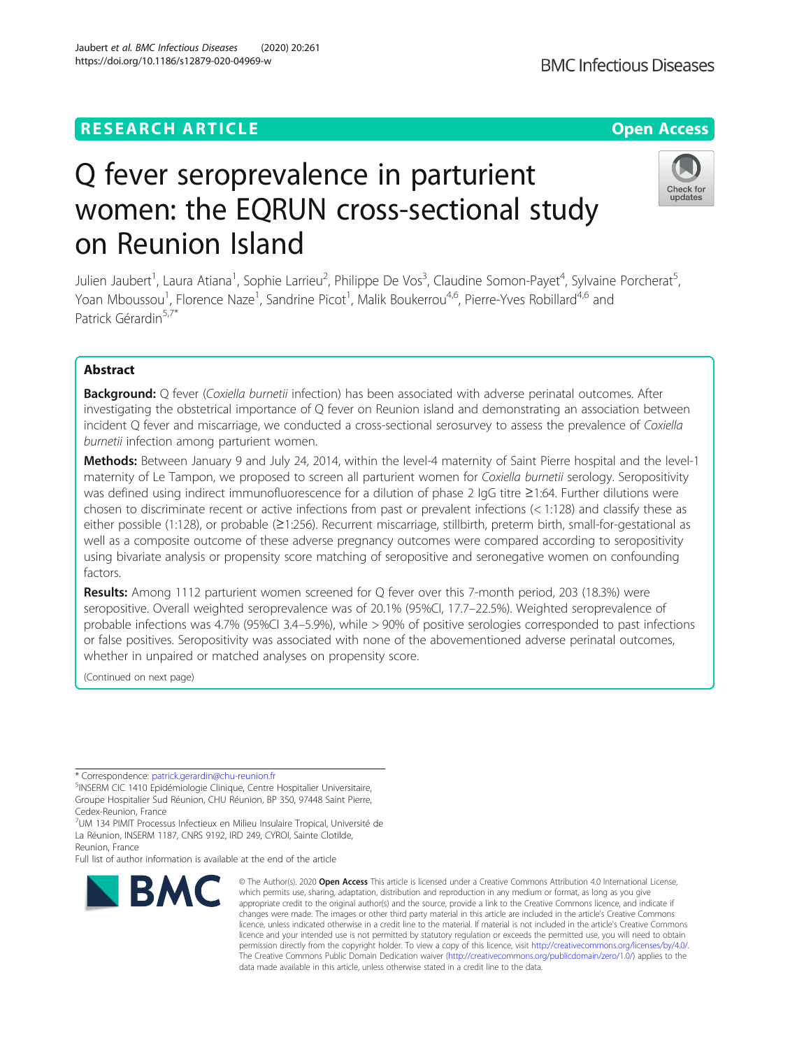RESEARCH ARTICLE

Open Access

# Q fever seroprevalence in parturient women: the EQRUN cross-sectional study on Reunion Island

Julien Jaubert[1], Laura Atiana[1], Sophie Larrieu[2], Philippe De Vos[3], Claudine Somon-Payet[4], Sylvaine Porcherat[5], Yoan Mboussou[1], Florence Naze[1], Sandrine Picot[1], Malik Boukerrou[4,6], Pierre-Yves Robillard[4,6] and Patrick Gérardin[5,7*]

## Abstract

**Background:** Q fever (*Coxiella burnetii* infection) has been associated with adverse perinatal outcomes. After investigating the obstetrical importance of Q fever on Reunion island and demonstrating an association between incident Q fever and miscarriage, we conducted a cross-sectional serosurvey to assess the prevalence of *Coxiella burnetii* infection among parturient women.

**Methods:** Between January 9 and July 24, 2014, within the level-4 maternity of Saint Pierre hospital and the level-1 maternity of Le Tampon, we proposed to screen all parturient women for *Coxiella burnetii* serology. Seropositivity was defined using indirect immunofluorescence for a dilution of phase 2 IgG titre ≥1:64. Further dilutions were chosen to discriminate recent or active infections from past or prevalent infections (< 1:128) and classify these as either possible (1:128), or probable (≥1:256). Recurrent miscarriage, stillbirth, preterm birth, small-for-gestational as well as a composite outcome of these adverse pregnancy outcomes were compared according to seropositivity using bivariate analysis or propensity score matching of seropositive and seronegative women on confounding factors.

**Results:** Among 1112 parturient women screened for Q fever over this 7-month period, 203 (18.3%) were seropositive. Overall weighted seroprevalence was of 20.1% (95%CI, 17.7–22.5%). Weighted seroprevalence of probable infections was 4.7% (95%CI 3.4–5.9%), while > 90% of positive serologies corresponded to past infections or false positives. Seropositivity was associated with none of the abovementioned adverse perinatal outcomes, whether in unpaired or matched analyses on propensity score.

(Continued on next page)

\* Correspondence: patrick.gerardin@chu-reunion.fr

[5]INSERM CIC 1410 Epidémiologie Clinique, Centre Hospitalier Universitaire, Groupe Hospitalier Sud Réunion, CHU Réunion, BP 350, 97448 Saint Pierre, Cedex-Reunion, France

[7]UM 134 PIMIT Processus Infectieux en Milieu Insulaire Tropical, Université de La Réunion, INSERM 1187, CNRS 9192, IRD 249, CYROI, Sainte Clotilde, Reunion, France

Full list of author information is available at the end of the article

© The Author(s). 2020 **Open Access** This article is licensed under a Creative Commons Attribution 4.0 International License, which permits use, sharing, adaptation, distribution and reproduction in any medium or format, as long as you give appropriate credit to the original author(s) and the source, provide a link to the Creative Commons licence, and indicate if changes were made. The images or other third party material in this article are included in the article's Creative Commons licence, unless indicated otherwise in a credit line to the material. If material is not included in the article's Creative Commons licence and your intended use is not permitted by statutory regulation or exceeds the permitted use, you will need to obtain permission directly from the copyright holder. To view a copy of this licence, visit http://creativecommons.org/licenses/by/4.0/. The Creative Commons Public Domain Dedication waiver (http://creativecommons.org/publicdomain/zero/1.0/) applies to the data made available in this article, unless otherwise stated in a credit line to the data.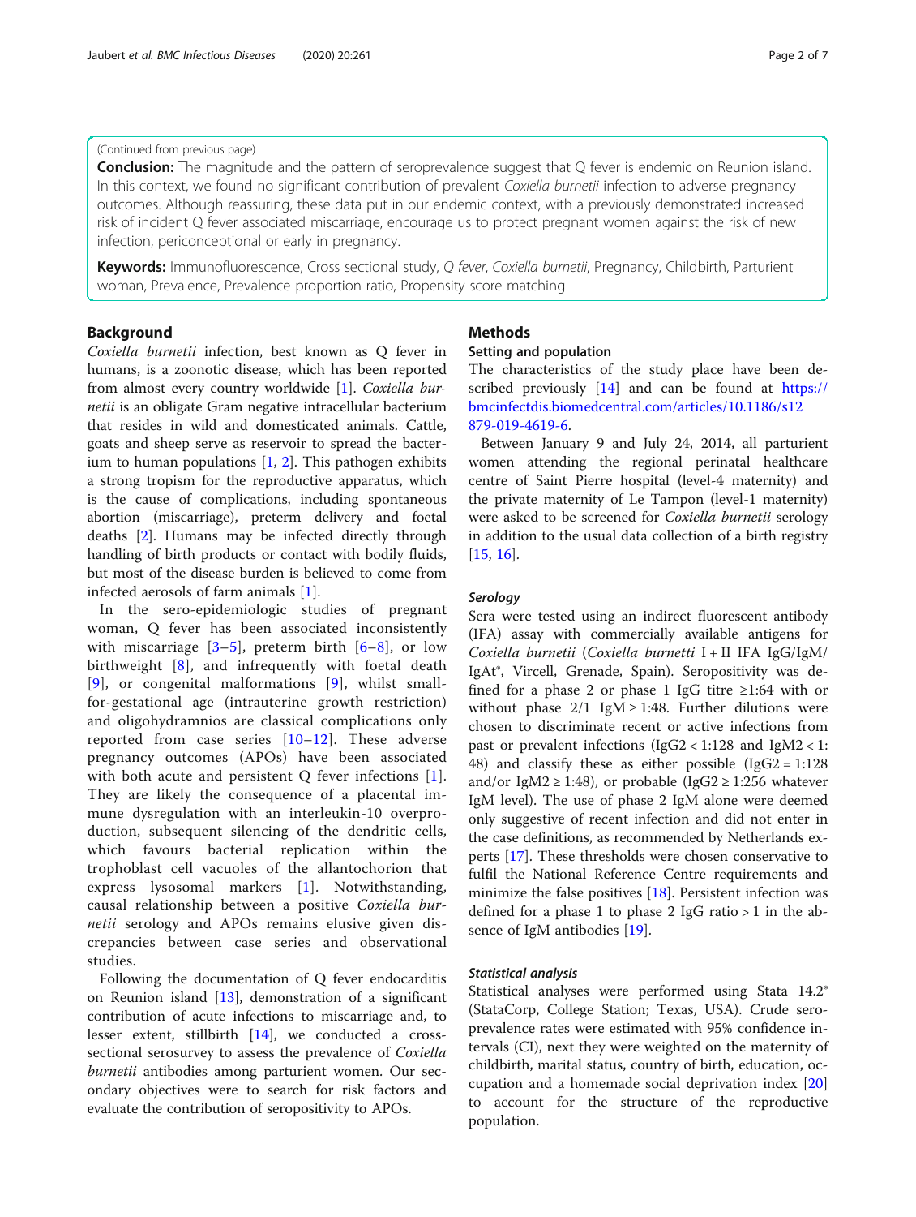(Continued from previous page)

**Conclusion:** The magnitude and the pattern of seroprevalence suggest that Q fever is endemic on Reunion island. In this context, we found no significant contribution of prevalent *Coxiella burnetii* infection to adverse pregnancy outcomes. Although reassuring, these data put in our endemic context, with a previously demonstrated increased risk of incident Q fever associated miscarriage, encourage us to protect pregnant women against the risk of new infection, periconceptional or early in pregnancy.

**Keywords:** Immunofluorescence, Cross sectional study, *Q fever*, *Coxiella burnetii*, Pregnancy, Childbirth, Parturient woman, Prevalence, Prevalence proportion ratio, Propensity score matching

## Background

*Coxiella burnetii* infection, best known as Q fever in humans, is a zoonotic disease, which has been reported from almost every country worldwide [1]. *Coxiella burnetii* is an obligate Gram negative intracellular bacterium that resides in wild and domesticated animals. Cattle, goats and sheep serve as reservoir to spread the bacterium to human populations [1, 2]. This pathogen exhibits a strong tropism for the reproductive apparatus, which is the cause of complications, including spontaneous abortion (miscarriage), preterm delivery and foetal deaths [2]. Humans may be infected directly through handling of birth products or contact with bodily fluids, but most of the disease burden is believed to come from infected aerosols of farm animals [1].

In the sero-epidemiologic studies of pregnant woman, Q fever has been associated inconsistently with miscarriage [3–5], preterm birth [6–8], or low birthweight [8], and infrequently with foetal death [9], or congenital malformations [9], whilst small-for-gestational age (intrauterine growth restriction) and oligohydramnios are classical complications only reported from case series [10–12]. These adverse pregnancy outcomes (APOs) have been associated with both acute and persistent Q fever infections [1]. They are likely the consequence of a placental immune dysregulation with an interleukin-10 overproduction, subsequent silencing of the dendritic cells, which favours bacterial replication within the trophoblast cell vacuoles of the allantochorion that express lysosomal markers [1]. Notwithstanding, causal relationship between a positive *Coxiella burnetii* serology and APOs remains elusive given discrepancies between case series and observational studies.

Following the documentation of Q fever endocarditis on Reunion island [13], demonstration of a significant contribution of acute infections to miscarriage and, to lesser extent, stillbirth [14], we conducted a cross-sectional serosurvey to assess the prevalence of *Coxiella burnetii* antibodies among parturient women. Our secondary objectives were to search for risk factors and evaluate the contribution of seropositivity to APOs.

## Methods

### Setting and population

The characteristics of the study place have been described previously [14] and can be found at https://bmcinfectdis.biomedcentral.com/articles/10.1186/s12879-019-4619-6.

Between January 9 and July 24, 2014, all parturient women attending the regional perinatal healthcare centre of Saint Pierre hospital (level-4 maternity) and the private maternity of Le Tampon (level-1 maternity) were asked to be screened for *Coxiella burnetii* serology in addition to the usual data collection of a birth registry [15, 16].

### *Serology*

Sera were tested using an indirect fluorescent antibody (IFA) assay with commercially available antigens for *Coxiella burnetii* (*Coxiella burnetti* I + II IFA IgG/IgM/IgAt®, Vircell, Grenade, Spain). Seropositivity was defined for a phase 2 or phase 1 IgG titre ≥1:64 with or without phase 2/1 IgM ≥ 1:48. Further dilutions were chosen to discriminate recent or active infections from past or prevalent infections (IgG2 < 1:128 and IgM2 < 1:48) and classify these as either possible (IgG2 = 1:128 and/or IgM2 ≥ 1:48), or probable (IgG2 ≥ 1:256 whatever IgM level). The use of phase 2 IgM alone were deemed only suggestive of recent infection and did not enter in the case definitions, as recommended by Netherlands experts [17]. These thresholds were chosen conservative to fulfil the National Reference Centre requirements and minimize the false positives [18]. Persistent infection was defined for a phase 1 to phase 2 IgG ratio > 1 in the absence of IgM antibodies [19].

### *Statistical analysis*

Statistical analyses were performed using Stata 14.2® (StataCorp, College Station; Texas, USA). Crude seroprevalence rates were estimated with 95% confidence intervals (CI), next they were weighted on the maternity of childbirth, marital status, country of birth, education, occupation and a homemade social deprivation index [20] to account for the structure of the reproductive population.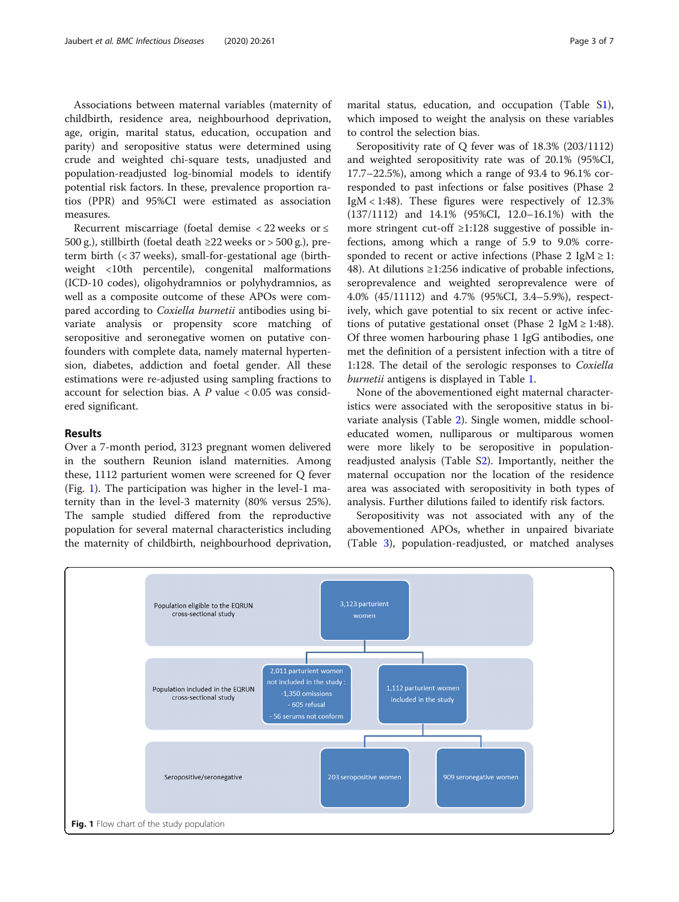Associations between maternal variables (maternity of childbirth, residence area, neighbourhood deprivation, age, origin, marital status, education, occupation and parity) and seropositive status were determined using crude and weighted chi-square tests, unadjusted and population-readjusted log-binomial models to identify potential risk factors. In these, prevalence proportion ratios (PPR) and 95%CI were estimated as association measures.

Recurrent miscarriage (foetal demise < 22 weeks or ≤ 500 g.), stillbirth (foetal death ≥22 weeks or > 500 g.), preterm birth (< 37 weeks), small-for-gestational age (birthweight <10th percentile), congenital malformations (ICD-10 codes), oligohydramnios or polyhydramnios, as well as a composite outcome of these APOs were compared according to *Coxiella burnetii* antibodies using bivariate analysis or propensity score matching of seropositive and seronegative women on putative confounders with complete data, namely maternal hypertension, diabetes, addiction and foetal gender. All these estimations were re-adjusted using sampling fractions to account for selection bias. A *P* value < 0.05 was considered significant.

## Results

Over a 7-month period, 3123 pregnant women delivered in the southern Reunion island maternities. Among these, 1112 parturient women were screened for Q fever (Fig. 1). The participation was higher in the level-1 maternity than in the level-3 maternity (80% versus 25%). The sample studied differed from the reproductive population for several maternal characteristics including the maternity of childbirth, neighbourhood deprivation, marital status, education, and occupation (Table S1), which imposed to weight the analysis on these variables to control the selection bias.

Seropositivity rate of Q fever was of 18.3% (203/1112) and weighted seropositivity rate was of 20.1% (95%CI, 17.7–22.5%), among which a range of 93.4 to 96.1% corresponded to past infections or false positives (Phase 2 IgM < 1:48). These figures were respectively of 12.3% (137/1112) and 14.1% (95%CI, 12.0–16.1%) with the more stringent cut-off ≥1:128 suggestive of possible infections, among which a range of 5.9 to 9.0% corresponded to recent or active infections (Phase 2 IgM ≥ 1:48). At dilutions ≥1:256 indicative of probable infections, seroprevalence and weighted seroprevalence were of 4.0% (45/11112) and 4.7% (95%CI, 3.4–5.9%), respectively, which gave potential to six recent or active infections of putative gestational onset (Phase 2 IgM ≥ 1:48). Of three women harbouring phase 1 IgG antibodies, one met the definition of a persistent infection with a titre of 1:128. The detail of the serologic responses to *Coxiella burnetii* antigens is displayed in Table 1.

None of the abovementioned eight maternal characteristics were associated with the seropositive status in bivariate analysis (Table 2). Single women, middle school-educated women, nulliparous or multiparous women were more likely to be seropositive in population-readjusted analysis (Table S2). Importantly, neither the maternal occupation nor the location of the residence area was associated with seropositivity in both types of analysis. Further dilutions failed to identify risk factors.

Seropositivity was not associated with any of the abovementioned APOs, whether in unpaired bivariate (Table 3), population-readjusted, or matched analyses

Population eligible to the EQRUN cross-sectional study: 3,123 parturient women

Population included in the EQRUN cross-sectional study: 2,011 parturient women not included in the study: -1,350 omissions - 605 refusal - 56 serums not conform; 1,112 parturient women included in the study

Seropositive/seronegative: 203 seropositive women; 909 seronegative women

**Fig. 1** Flow chart of the study population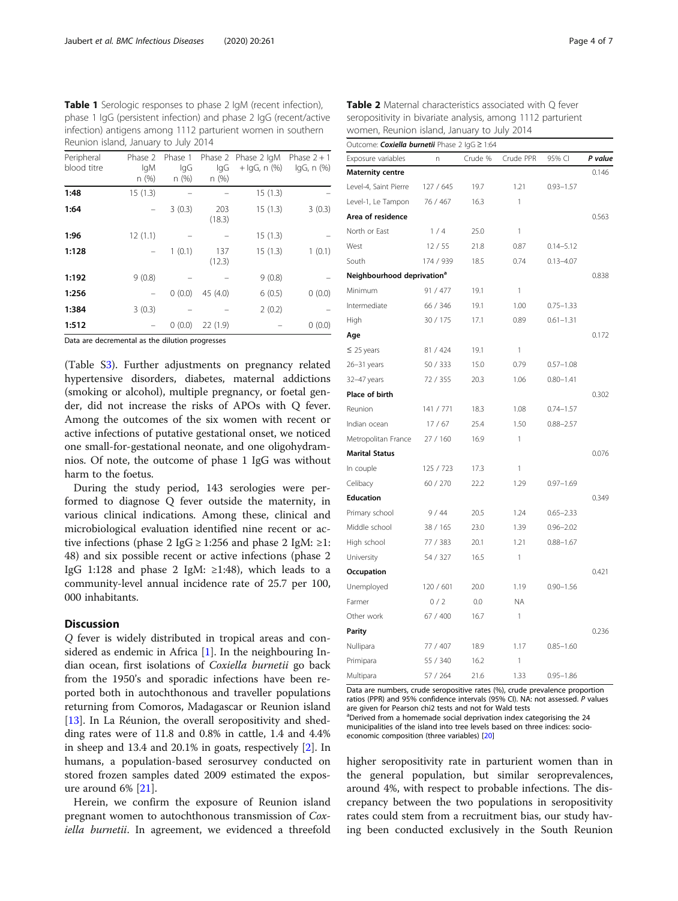**Table 1** Serologic responses to phase 2 IgM (recent infection), phase 1 IgG (persistent infection) and phase 2 IgG (recent/active infection) antigens among 1112 parturient women in southern Reunion island, January to July 2014

| Peripheral blood titre | Phase 2 IgM n (%) | Phase 1 IgG n (%) | Phase 2 IgG n (%) | Phase 2 IgM + IgG, n (%) | Phase 2 + 1 IgG, n (%) |
|---|---|---|---|---|---|
| **1:48** | 15 (1.3) | – | – | 15 (1.3) | – |
| **1:64** | – | 3 (0.3) | 203 (18.3) | 15 (1.3) | 3 (0.3) |
| **1:96** | 12 (1.1) | – | – | 15 (1.3) | – |
| **1:128** | – | 1 (0.1) | 137 (12.3) | 15 (1.3) | 1 (0.1) |
| **1:192** | 9 (0.8) | – | – | 9 (0.8) | – |
| **1:256** | – | 0 (0.0) | 45 (4.0) | 6 (0.5) | 0 (0.0) |
| **1:384** | 3 (0.3) | – | – | 2 (0.2) | – |
| **1:512** | – | 0 (0.0) | 22 (1.9) | – | 0 (0.0) |

Data are decremental as the dilution progresses

(Table S3). Further adjustments on pregnancy related hypertensive disorders, diabetes, maternal addictions (smoking or alcohol), multiple pregnancy, or foetal gender, did not increase the risks of APOs with Q fever. Among the outcomes of the six women with recent or active infections of putative gestational onset, we noticed one small-for-gestational neonate, and one oligohydramnios. Of note, the outcome of phase 1 IgG was without harm to the foetus.

During the study period, 143 serologies were performed to diagnose Q fever outside the maternity, in various clinical indications. Among these, clinical and microbiological evaluation identified nine recent or active infections (phase 2 IgG ≥ 1:256 and phase 2 IgM: ≥1:48) and six possible recent or active infections (phase 2 IgG 1:128 and phase 2 IgM: ≥1:48), which leads to a community-level annual incidence rate of 25.7 per 100,000 inhabitants.

## Discussion

*Q* fever is widely distributed in tropical areas and considered as endemic in Africa [1]. In the neighbouring Indian ocean, first isolations of *Coxiella burnetii* go back from the 1950's and sporadic infections have been reported both in autochthonous and traveller populations returning from Comoros, Madagascar or Reunion island [13]. In La Réunion, the overall seropositivity and shedding rates were of 11.8 and 0.8% in cattle, 1.4 and 4.4% in sheep and 13.4 and 20.1% in goats, respectively [2]. In humans, a population-based serosurvey conducted on stored frozen samples dated 2009 estimated the exposure around 6% [21].

Herein, we confirm the exposure of Reunion island pregnant women to autochthonous transmission of *Coxiella burnetii*. In agreement, we evidenced a threefold higher seropositivity rate in parturient women than in the general population, but similar seroprevalences, around 4%, with respect to probable infections. The discrepancy between the two populations in seropositivity rates could stem from a recruitment bias, our study having been conducted exclusively in the South Reunion

**Table 2** Maternal characteristics associated with Q fever seropositivity in bivariate analysis, among 1112 parturient women, Reunion island, January to July 2014

| Outcome: ***Coxiella burnetii*** Phase 2 IgG ≥ 1:64 | | | | | |
|---|---|---|---|---|---|
| Exposure variables | n | Crude % | Crude PPR | 95% CI | *P value* |
| **Maternity centre** | | | | | 0.146 |
| Level-4, Saint Pierre | 127 / 645 | 19.7 | 1.21 | 0.93–1.57 | |
| Level-1, Le Tampon | 76 / 467 | 16.3 | 1 | | |
| **Area of residence** | | | | | 0.563 |
| North or East | 1 / 4 | 25.0 | 1 | | |
| West | 12 / 55 | 21.8 | 0.87 | 0.14–5.12 | |
| South | 174 / 939 | 18.5 | 0.74 | 0.13–4.07 | |
| **Neighbourhood deprivation[a]** | | | | | 0.838 |
| Minimum | 91 / 477 | 19.1 | 1 | | |
| Intermediate | 66 / 346 | 19.1 | 1.00 | 0.75–1.33 | |
| High | 30 / 175 | 17.1 | 0.89 | 0.61–1.31 | |
| **Age** | | | | | 0.172 |
| ≤ 25 years | 81 / 424 | 19.1 | 1 | | |
| 26–31 years | 50 / 333 | 15.0 | 0.79 | 0.57–1.08 | |
| 32–47 years | 72 / 355 | 20.3 | 1.06 | 0.80–1.41 | |
| **Place of birth** | | | | | 0.302 |
| Reunion | 141 / 771 | 18.3 | 1.08 | 0.74–1.57 | |
| Indian ocean | 17 / 67 | 25.4 | 1.50 | 0.88–2.57 | |
| Metropolitan France | 27 / 160 | 16.9 | 1 | | |
| **Marital Status** | | | | | 0.076 |
| In couple | 125 / 723 | 17.3 | 1 | | |
| Celibacy | 60 / 270 | 22.2 | 1.29 | 0.97–1.69 | |
| **Education** | | | | | 0.349 |
| Primary school | 9 / 44 | 20.5 | 1.24 | 0.65–2.33 | |
| Middle school | 38 / 165 | 23.0 | 1.39 | 0.96–2.02 | |
| High school | 77 / 383 | 20.1 | 1.21 | 0.88–1.67 | |
| University | 54 / 327 | 16.5 | 1 | | |
| **Occupation** | | | | | 0.421 |
| Unemployed | 120 / 601 | 20.0 | 1.19 | 0.90–1.56 | |
| Farmer | 0 / 2 | 0.0 | NA | | |
| Other work | 67 / 400 | 16.7 | 1 | | |
| **Parity** | | | | | 0.236 |
| Nullipara | 77 / 407 | 18.9 | 1.17 | 0.85–1.60 | |
| Primipara | 55 / 340 | 16.2 | 1 | | |
| Multipara | 57 / 264 | 21.6 | 1.33 | 0.95–1.86 | |

Data are numbers, crude seropositive rates (%), crude prevalence proportion ratios (PPR) and 95% confidence intervals (95% CI). NA: not assessed. *P* values are given for Pearson chi2 tests and not for Wald tests

[a]Derived from a homemade social deprivation index categorising the 24 municipalities of the island into tree levels based on three indices: socio-economic composition (three variables) [20]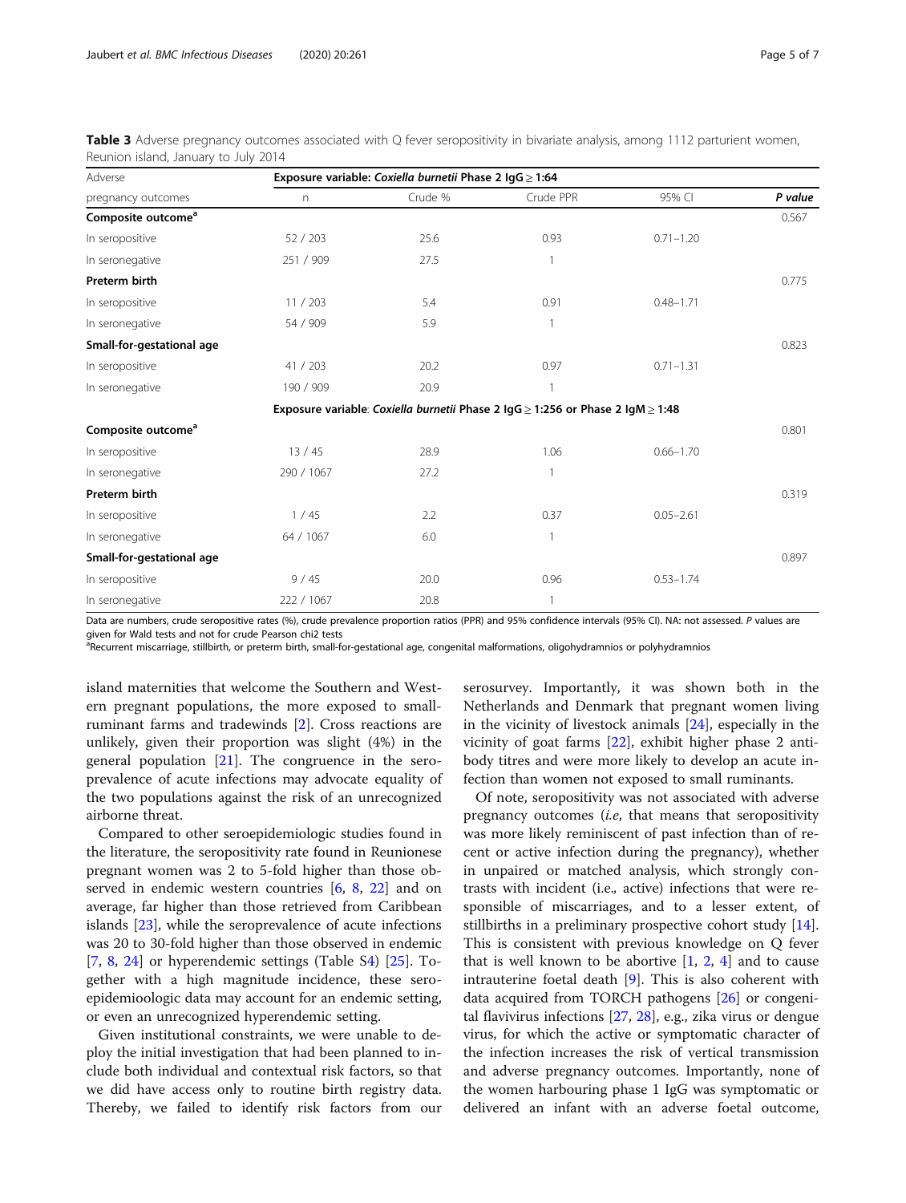**Table 3** Adverse pregnancy outcomes associated with Q fever seropositivity in bivariate analysis, among 1112 parturient women, Reunion island, January to July 2014

| Adverse pregnancy outcomes | Exposure variable: *Coxiella burnetii* Phase 2 IgG ≥ 1:64 | | | | |
|---|---|---|---|---|---|
| | n | Crude % | Crude PPR | 95% CI | *P value* |
| **Composite outcome**[a] | | | | | 0.567 |
| In seropositive | 52 / 203 | 25.6 | 0.93 | 0.71–1.20 | |
| In seronegative | 251 / 909 | 27.5 | 1 | | |
| **Preterm birth** | | | | | 0.775 |
| In seropositive | 11 / 203 | 5.4 | 0.91 | 0.48–1.71 | |
| In seronegative | 54 / 909 | 5.9 | 1 | | |
| **Small-for-gestational age** | | | | | 0.823 |
| In seropositive | 41 / 203 | 20.2 | 0.97 | 0.71–1.31 | |
| In seronegative | 190 / 909 | 20.9 | 1 | | |
| | Exposure variable: *Coxiella burnetii* Phase 2 IgG ≥ 1:256 or Phase 2 IgM ≥ 1:48 | | | | |
| **Composite outcome**[a] | | | | | 0.801 |
| In seropositive | 13 / 45 | 28.9 | 1.06 | 0.66–1.70 | |
| In seronegative | 290 / 1067 | 27.2 | 1 | | |
| **Preterm birth** | | | | | 0.319 |
| In seropositive | 1 / 45 | 2.2 | 0.37 | 0.05–2.61 | |
| In seronegative | 64 / 1067 | 6.0 | 1 | | |
| **Small-for-gestational age** | | | | | 0.897 |
| In seropositive | 9 / 45 | 20.0 | 0.96 | 0.53–1.74 | |
| In seronegative | 222 / 1067 | 20.8 | 1 | | |

Data are numbers, crude seropositive rates (%), crude prevalence proportion ratios (PPR) and 95% confidence intervals (95% CI). NA: not assessed. *P* values are given for Wald tests and not for crude Pearson chi2 tests

[a]Recurrent miscarriage, stillbirth, or preterm birth, small-for-gestational age, congenital malformations, oligohydramnios or polyhydramnios

island maternities that welcome the Southern and Western pregnant populations, the more exposed to small-ruminant farms and tradewinds [2]. Cross reactions are unlikely, given their proportion was slight (4%) in the general population [21]. The congruence in the seroprevalence of acute infections may advocate equality of the two populations against the risk of an unrecognized airborne threat.

Compared to other seroepidemiologic studies found in the literature, the seropositivity rate found in Reunionese pregnant women was 2 to 5-fold higher than those observed in endemic western countries [6, 8, 22] and on average, far higher than those retrieved from Caribbean islands [23], while the seroprevalence of acute infections was 20 to 30-fold higher than those observed in endemic [7, 8, 24] or hyperendemic settings (Table S4) [25]. Together with a high magnitude incidence, these seroepidemioologic data may account for an endemic setting, or even an unrecognized hyperendemic setting.

Given institutional constraints, we were unable to deploy the initial investigation that had been planned to include both individual and contextual risk factors, so that we did have access only to routine birth registry data. Thereby, we failed to identify risk factors from our serosurvey. Importantly, it was shown both in the Netherlands and Denmark that pregnant women living in the vicinity of livestock animals [24], especially in the vicinity of goat farms [22], exhibit higher phase 2 antibody titres and were more likely to develop an acute infection than women not exposed to small ruminants.

Of note, seropositivity was not associated with adverse pregnancy outcomes (*i.e*, that means that seropositivity was more likely reminiscent of past infection than of recent or active infection during the pregnancy), whether in unpaired or matched analysis, which strongly contrasts with incident (i.e., active) infections that were responsible of miscarriages, and to a lesser extent, of stillbirths in a preliminary prospective cohort study [14]. This is consistent with previous knowledge on Q fever that is well known to be abortive [1, 2, 4] and to cause intrauterine foetal death [9]. This is also coherent with data acquired from TORCH pathogens [26] or congenital flavivirus infections [27, 28], e.g., zika virus or dengue virus, for which the active or symptomatic character of the infection increases the risk of vertical transmission and adverse pregnancy outcomes. Importantly, none of the women harbouring phase 1 IgG was symptomatic or delivered an infant with an adverse foetal outcome,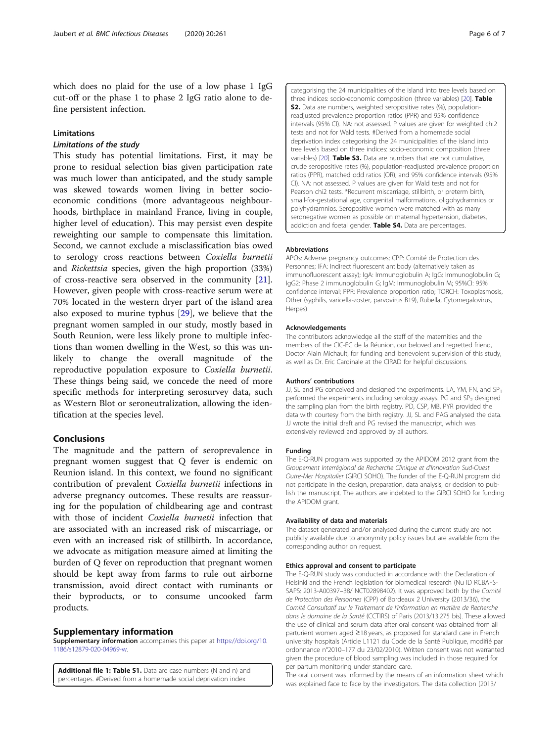which does no plaid for the use of a low phase 1 IgG cut-off or the phase 1 to phase 2 IgG ratio alone to define persistent infection.

### Limitations

#### *Limitations of the study*

This study has potential limitations. First, it may be prone to residual selection bias given participation rate was much lower than anticipated, and the study sample was skewed towards women living in better socio-economic conditions (more advantageous neighbourhoods, birthplace in mainland France, living in couple, higher level of education). This may persist even despite reweighting our sample to compensate this limitation. Second, we cannot exclude a misclassification bias owed to serology cross reactions between *Coxiella burnetii* and *Rickettsia* species, given the high proportion (33%) of cross-reactive sera observed in the community [21]. However, given people with cross-reactive serum were at 70% located in the western dryer part of the island area also exposed to murine typhus [29], we believe that the pregnant women sampled in our study, mostly based in South Reunion, were less likely prone to multiple infections than women dwelling in the West, so this was unlikely to change the overall magnitude of the reproductive population exposure to *Coxiella burnetii*. These things being said, we concede the need of more specific methods for interpreting serosurvey data, such as Western Blot or seroneutralization, allowing the identification at the species level.

## Conclusions

The magnitude and the pattern of seroprevalence in pregnant women suggest that Q fever is endemic on Reunion island. In this context, we found no significant contribution of prevalent *Coxiella burnetii* infections in adverse pregnancy outcomes. These results are reassuring for the population of childbearing age and contrast with those of incident *Coxiella burnetii* infection that are associated with an increased risk of miscarriage, or even with an increased risk of stillbirth. In accordance, we advocate as mitigation measure aimed at limiting the burden of Q fever on reproduction that pregnant women should be kept away from farms to rule out airborne transmission, avoid direct contact with ruminants or their byproducts, or to consume uncooked farm products.

## Supplementary information

**Supplementary information** accompanies this paper at https://doi.org/10.1186/s12879-020-04969-w.

**Additional file 1: Table S1.** Data are case numbers (N and n) and percentages. #Derived from a homemade social deprivation index categorising the 24 municipalities of the island into tree levels based on three indices: socio-economic composition (three variables) [20]. **Table S2.** Data are numbers, weighted seropositive rates (%), population-readjusted prevalence proportion ratios (PPR) and 95% confidence intervals (95% CI). NA: not assessed. P values are given for weighted chi2 tests and not for Wald tests. #Derived from a homemade social deprivation index categorising the 24 municipalities of the island into tree levels based on three indices: socio-economic composition (three variables) [20]. **Table S3.** Data are numbers that are not cumulative, crude seropositive rates (%), population-readjusted prevalence proportion ratios (PPR), matched odd ratios (OR), and 95% confidence intervals (95% CI). NA: not assessed. P values are given for Wald tests and not for Pearson chi2 tests. *Recurrent miscarriage, stillbirth, or preterm birth, small-for-gestational age, congenital malformations, oligohydramnios or polyhydramnios. Seropositive women were matched with as many seronegative women as possible on maternal hypertension, diabetes, addiction and foetal gender. **Table S4.** Data are percentages.

### Abbreviations

APOs: Adverse pregnancy outcomes; CPP: Comité de Protection des Personnes; IFA: Indirect fluorescent antibody (alternatively taken as immunofluorescent assay); IgA: Immunoglobulin A; IgG: Immunoglobulin G; IgG2: Phase 2 immunoglobulin G; IgM: Immunoglobulin M; 95%CI: 95% confidence interval; PPR: Prevalence proportion ratio; TORCH: Toxoplasmosis, Other (syphilis, varicella-zoster, parvovirus B19), Rubella, Cytomegalovirus, Herpes)

### Acknowledgements

The contributors acknowledge all the staff of the maternities and the members of the CIC-EC de la Réunion, our beloved and regretted friend, Doctor Alain Michault, for funding and benevolent supervision of this study, as well as Dr. Eric Cardinale at the CIRAD for helpful discussions.

### Authors' contributions

JJ, SL and PG conceived and designed the experiments. LA, YM, FN, and $SP_1$ performed the experiments including serology assays. PG and $SP_2$ designed the sampling plan from the birth registry. PD, CSP, MB, PYR provided the data with courtesy from the birth registry. JJ, SL and PAG analysed the data. JJ wrote the initial draft and PG revised the manuscript, which was extensively reviewed and approved by all authors.

### Funding

The E-Q-RUN program was supported by the APIDOM 2012 grant from the *Groupement Interrégional de Recherche Clinique et d'Innovation Sud-Ouest Outre-Mer Hospitalier* (GIRCI SOHO). The funder of the E-Q-RUN program did not participate in the design, preparation, data analysis, or decision to publish the manuscript. The authors are indebted to the GIRCI SOHO for funding the APIDOM grant.

### Availability of data and materials

The dataset generated and/or analysed during the current study are not publicly available due to anonymity policy issues but are available from the corresponding author on request.

### Ethics approval and consent to participate

The E-Q-RUN study was conducted in accordance with the Declaration of Helsinki and the French legislation for biomedical research (Nu ID RCBAFS-SAPS: 2013-A00397–38/ NCT02898402). It was approved both by the *Comité de Protection des Personnes* (CPP) of Bordeaux 2 University (2013/36), the *Comité Consultatif sur le Traitement de l'Information en matière de Recherche dans le domaine de la Santé* (CCTIRS) of Paris (2013/13.275 bis). These allowed the use of clinical and serum data after oral consent was obtained from all parturient women aged ≥18 years, as proposed for standard care in French university hospitals (Article L1121 du Code de la Santé Publique, modifié par ordonnance n°2010–177 du 23/02/2010). Written consent was not warranted given the procedure of blood sampling was included in those required for per partum monitoring under standard care.

The oral consent was informed by the means of an information sheet which was explained face to face by the investigators. The data collection (2013/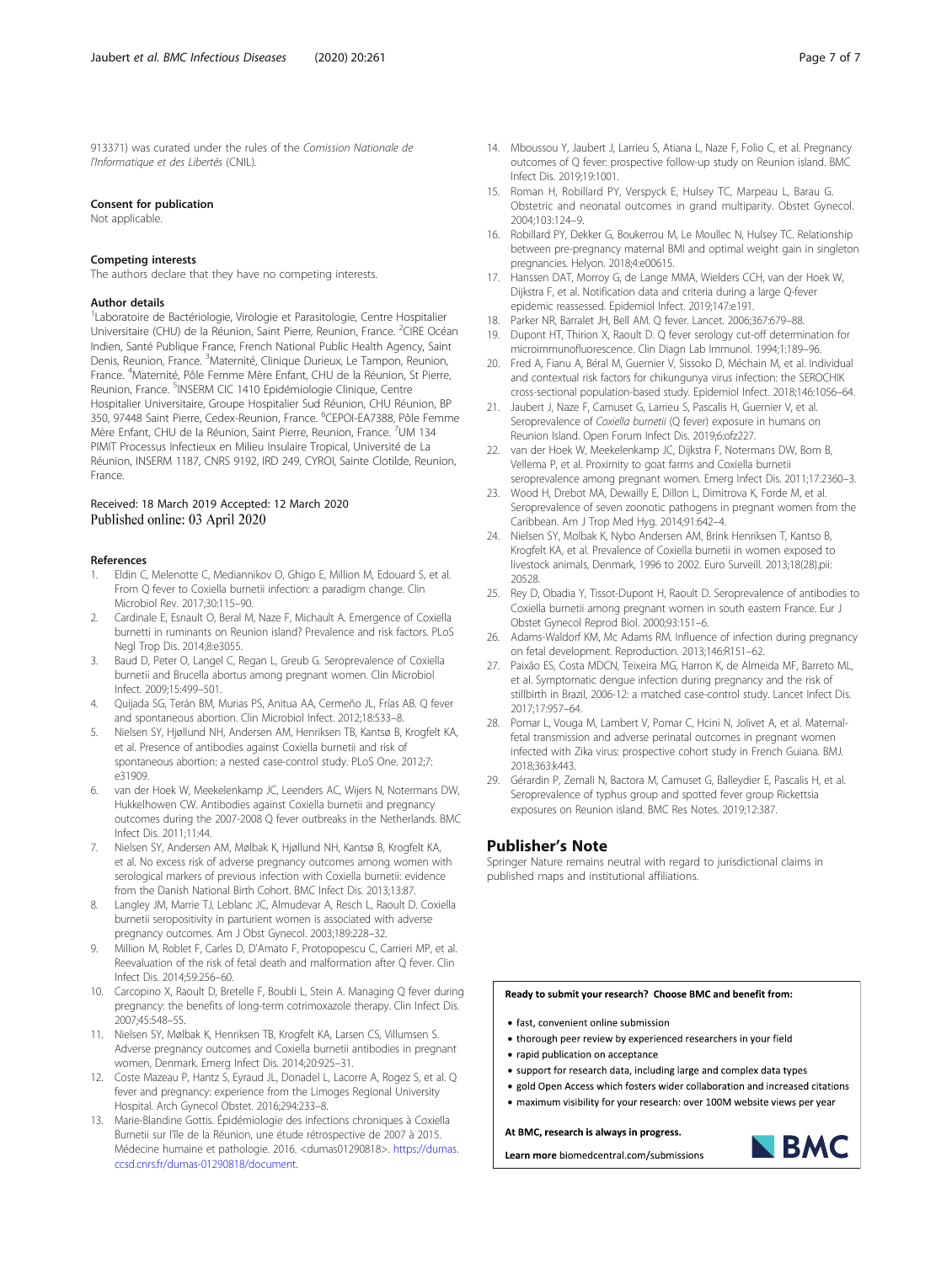913371) was curated under the rules of the *Comission Nationale de l'Informatique et des Libertés* (CNIL).

### Consent for publication
Not applicable.

### Competing interests
The authors declare that they have no competing interests.

### Author details
[1]Laboratoire de Bactériologie, Virologie et Parasitologie, Centre Hospitalier Universitaire (CHU) de la Réunion, Saint Pierre, Reunion, France. [2]CIRE Océan Indien, Santé Publique France, French National Public Health Agency, Saint Denis, Reunion, France. [3]Maternité, Clinique Durieux, Le Tampon, Reunion, France. [4]Maternité, Pôle Femme Mère Enfant, CHU de la Réunion, St Pierre, Reunion, France. [5]INSERM CIC 1410 Epidémiologie Clinique, Centre Hospitalier Universitaire, Groupe Hospitalier Sud Réunion, CHU Réunion, BP 350, 97448 Saint Pierre, Cedex-Reunion, France. [6]CEPOI-EA7388, Pôle Femme Mère Enfant, CHU de la Réunion, Saint Pierre, Reunion, France. [7]UM 134 PIMIT Processus Infectieux en Milieu Insulaire Tropical, Université de La Réunion, INSERM 1187, CNRS 9192, IRD 249, CYROI, Sainte Clotilde, Reunion, France.

Received: 18 March 2019 Accepted: 12 March 2020
Published online: 03 April 2020

### References
1. Eldin C, Melenotte C, Mediannikov O, Ghigo E, Million M, Edouard S, et al. From Q fever to Coxiella burnetii infection: a paradigm change. Clin Microbiol Rev. 2017;30:115–90.
2. Cardinale E, Esnault O, Beral M, Naze F, Michault A. Emergence of Coxiella burnetti in ruminants on Reunion island? Prevalence and risk factors. PLoS Negl Trop Dis. 2014;8:e3055.
3. Baud D, Peter O, Langel C, Regan L, Greub G. Seroprevalence of Coxiella burnetii and Brucella abortus among pregnant women. Clin Microbiol Infect. 2009;15:499–501.
4. Quijada SG, Terán BM, Murias PS, Anitua AA, Cermeño JL, Frías AB. Q fever and spontaneous abortion. Clin Microbiol Infect. 2012;18:533–8.
5. Nielsen SY, Hjøllund NH, Andersen AM, Henriksen TB, Kantsø B, Krogfelt KA, et al. Presence of antibodies against Coxiella burnetii and risk of spontaneous abortion: a nested case-control study. PLoS One. 2012;7:e31909.
6. van der Hoek W, Meekelenkamp JC, Leenders AC, Wijers N, Notermans DW, Hukkelhoven CW. Antibodies against Coxiella burnetii and pregnancy outcomes during the 2007-2008 Q fever outbreaks in the Netherlands. BMC Infect Dis. 2011;11:44.
7. Nielsen SY, Andersen AM, Mølbak K, Hjøllund NH, Kantsø B, Krogfelt KA, et al. No excess risk of adverse pregnancy outcomes among women with serological markers of previous infection with Coxiella burnetii: evidence from the Danish National Birth Cohort. BMC Infect Dis. 2013;13:87.
8. Langley JM, Marrie TJ, Leblanc JC, Almudevar A, Resch L, Raoult D. Coxiella burnetii seropositivity in parturient women is associated with adverse pregnancy outcomes. Am J Obst Gynecol. 2003;189:228–32.
9. Million M, Roblet F, Carles D, D'Amato F, Protopopescu C, Carrieri MP, et al. Reevaluation of the risk of fetal death and malformation after Q fever. Clin Infect Dis. 2014;59:256–60.
10. Carcopino X, Raoult D, Bretelle F, Boubli L, Stein A. Managing Q fever during pregnancy: the benefits of long-term cotrimoxazole therapy. Clin Infect Dis. 2007;45:548–55.
11. Nielsen SY, Mølbak K, Henriksen TB, Krogfelt KA, Larsen CS, Villumsen S. Adverse pregnancy outcomes and Coxiella burnetii antibodies in pregnant women, Denmark. Emerg Infect Dis. 2014;20:925–31.
12. Coste Mazeau P, Hantz S, Eyraud JL, Donadel L, Lacorre A, Rogez S, et al. Q fever and pregnancy: experience from the Limoges Regional University Hospital. Arch Gynecol Obstet. 2016;294:233–8.
13. Marie-Blandine Gottis. Épidémiologie des infections chroniques à Coxiella Burnetii sur l'île de la Réunion, une étude rétrospective de 2007 à 2015. Médecine humaine et pathologie. 2016. <dumas01290818>. https://dumas.ccsd.cnrs.fr/dumas-01290818/document.
14. Mboussou Y, Jaubert J, Larrieu S, Atiana L, Naze F, Folio C, et al. Pregnancy outcomes of Q fever: prospective follow-up study on Reunion island. BMC Infect Dis. 2019;19:1001.
15. Roman H, Robillard PY, Verspyck E, Hulsey TC, Marpeau L, Barau G. Obstetric and neonatal outcomes in grand multiparity. Obstet Gynecol. 2004;103:124–9.
16. Robillard PY, Dekker G, Boukerrou M, Le Moullec N, Hulsey TC. Relationship between pre-pregnancy maternal BMI and optimal weight gain in singleton pregnancies. Helyon. 2018;4:e00615.
17. Hanssen DAT, Morroy G, de Lange MMA, Wielders CCH, van der Hoek W, Dijkstra F, et al. Notification data and criteria during a large Q-fever epidemic reassessed. Epidemiol Infect. 2019;147:e191.
18. Parker NR, Barralet JH, Bell AM. Q fever. Lancet. 2006;367:679–88.
19. Dupont HT, Thirion X, Raoult D. Q fever serology cut-off determination for microimmunofluorescence. Clin Diagn Lab Immunol. 1994;1:189–96.
20. Fred A, Fianu A, Béral M, Guernier V, Sissoko D, Méchain M, et al. Individual and contextual risk factors for chikungunya virus infection: the SEROCHIK cross-sectional population-based study. Epidemiol Infect. 2018;146:1056–64.
21. Jaubert J, Naze F, Camuset G, Larrieu S, Pascalis H, Guernier V, et al. Seroprevalence of *Coxiella burnetii* (Q fever) exposure in humans on Reunion Island. Open Forum Infect Dis. 2019;6:ofz227.
22. van der Hoek W, Meekelenkamp JC, Dijkstra F, Notermans DW, Bom B, Vellema P, et al. Proximity to goat farms and Coxiella burnetii seroprevalence among pregnant women. Emerg Infect Dis. 2011;17:2360–3.
23. Wood H, Drebot MA, Dewailly E, Dillon L, Dimitrova K, Forde M, et al. Seroprevalence of seven zoonotic pathogens in pregnant women from the Caribbean. Am J Trop Med Hyg. 2014;91:642–4.
24. Nielsen SY, Molbak K, Nybo Andersen AM, Brink Henriksen T, Kantso B, Krogfelt KA, et al. Prevalence of Coxiella burnetii in women exposed to livestock animals, Denmark, 1996 to 2002. Euro Surveill. 2013;18(28).pii: 20528.
25. Rey D, Obadia Y, Tissot-Dupont H, Raoult D. Seroprevalence of antibodies to Coxiella burnetii among pregnant women in south eastern France. Eur J Obstet Gynecol Reprod Biol. 2000;93:151–6.
26. Adams-Waldorf KM, Mc Adams RM. Influence of infection during pregnancy on fetal development. Reproduction. 2013;146:R151–62.
27. Paixão ES, Costa MDCN, Teixeira MG, Harron K, de Almeida MF, Barreto ML, et al. Symptomatic dengue infection during pregnancy and the risk of stillbirth in Brazil, 2006-12: a matched case-control study. Lancet Infect Dis. 2017;17:957–64.
28. Pomar L, Vouga M, Lambert V, Pomar C, Hcini N, Jolivet A, et al. Maternal-fetal transmission and adverse perinatal outcomes in pregnant women infected with Zika virus: prospective cohort study in French Guiana. BMJ. 2018;363:k443.
29. Gérardin P, Zemali N, Bactora M, Camuset G, Balleydier E, Pascalis H, et al. Seroprevalence of typhus group and spotted fever group Rickettsia exposures on Reunion island. BMC Res Notes. 2019;12:387.

## Publisher's Note
Springer Nature remains neutral with regard to jurisdictional claims in published maps and institutional affiliations.

**Ready to submit your research? Choose BMC and benefit from:**

- fast, convenient online submission
- thorough peer review by experienced researchers in your field
- rapid publication on acceptance
- support for research data, including large and complex data types
- gold Open Access which fosters wider collaboration and increased citations
- maximum visibility for your research: over 100M website views per year

**At BMC, research is always in progress.**

**Learn more** biomedcentral.com/submissions

BMC